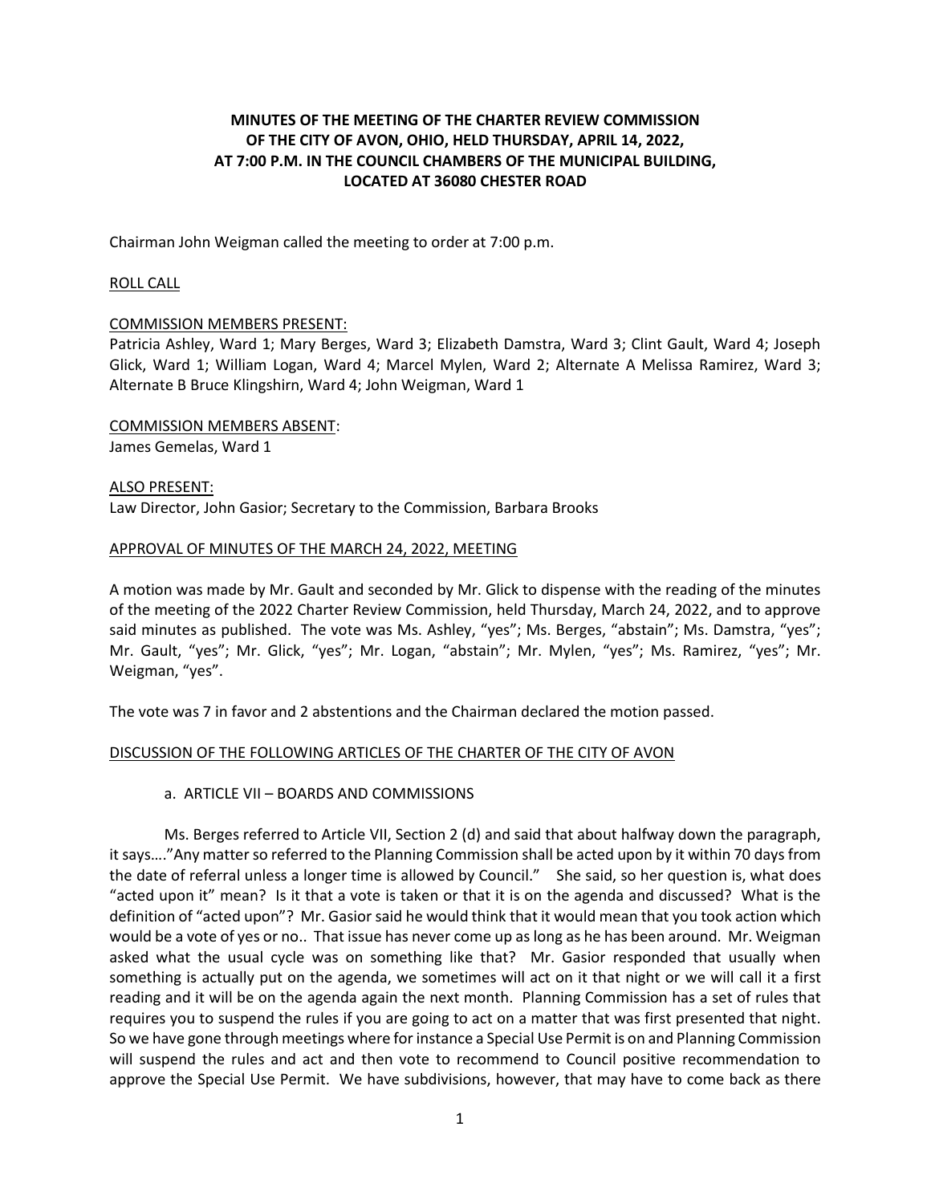# MINUTES OF THE MEETING OF THE CHARTER REVIEW COMMISSION OF THE CITY OF AVON, OHIO, HELD THURSDAY, APRIL 14, 2022, AT 7:00 P.M. IN THE COUNCIL CHAMBERS OF THE MUNICIPAL BUILDING, LOCATED AT 36080 CHESTER ROAD

Chairman John Weigman called the meeting to order at 7:00 p.m.

ROLL CALL

COMMISSION MEMBERS PRESENT:
Patricia Ashley, Ward 1; Mary Berges, Ward 3; Elizabeth Damstra, Ward 3; Clint Gault, Ward 4; Joseph Glick, Ward 1; William Logan, Ward 4; Marcel Mylen, Ward 2; Alternate A Melissa Ramirez, Ward 3; Alternate B Bruce Klingshirn, Ward 4; John Weigman, Ward 1

COMMISSION MEMBERS ABSENT:
James Gemelas, Ward 1

ALSO PRESENT:
Law Director, John Gasior; Secretary to the Commission, Barbara Brooks

APPROVAL OF MINUTES OF THE MARCH 24, 2022, MEETING

A motion was made by Mr. Gault and seconded by Mr. Glick to dispense with the reading of the minutes of the meeting of the 2022 Charter Review Commission, held Thursday, March 24, 2022, and to approve said minutes as published. The vote was Ms. Ashley, "yes"; Ms. Berges, "abstain"; Ms. Damstra, "yes"; Mr. Gault, "yes"; Mr. Glick, "yes"; Mr. Logan, "abstain"; Mr. Mylen, "yes"; Ms. Ramirez, "yes"; Mr. Weigman, "yes".

The vote was 7 in favor and 2 abstentions and the Chairman declared the motion passed.

DISCUSSION OF THE FOLLOWING ARTICLES OF THE CHARTER OF THE CITY OF AVON

a. ARTICLE VII – BOARDS AND COMMISSIONS

Ms. Berges referred to Article VII, Section 2 (d) and said that about halfway down the paragraph, it says…."Any matter so referred to the Planning Commission shall be acted upon by it within 70 days from the date of referral unless a longer time is allowed by Council." She said, so her question is, what does "acted upon it" mean? Is it that a vote is taken or that it is on the agenda and discussed? What is the definition of "acted upon"? Mr. Gasior said he would think that it would mean that you took action which would be a vote of yes or no.. That issue has never come up as long as he has been around. Mr. Weigman asked what the usual cycle was on something like that? Mr. Gasior responded that usually when something is actually put on the agenda, we sometimes will act on it that night or we will call it a first reading and it will be on the agenda again the next month. Planning Commission has a set of rules that requires you to suspend the rules if you are going to act on a matter that was first presented that night. So we have gone through meetings where for instance a Special Use Permit is on and Planning Commission will suspend the rules and act and then vote to recommend to Council positive recommendation to approve the Special Use Permit. We have subdivisions, however, that may have to come back as there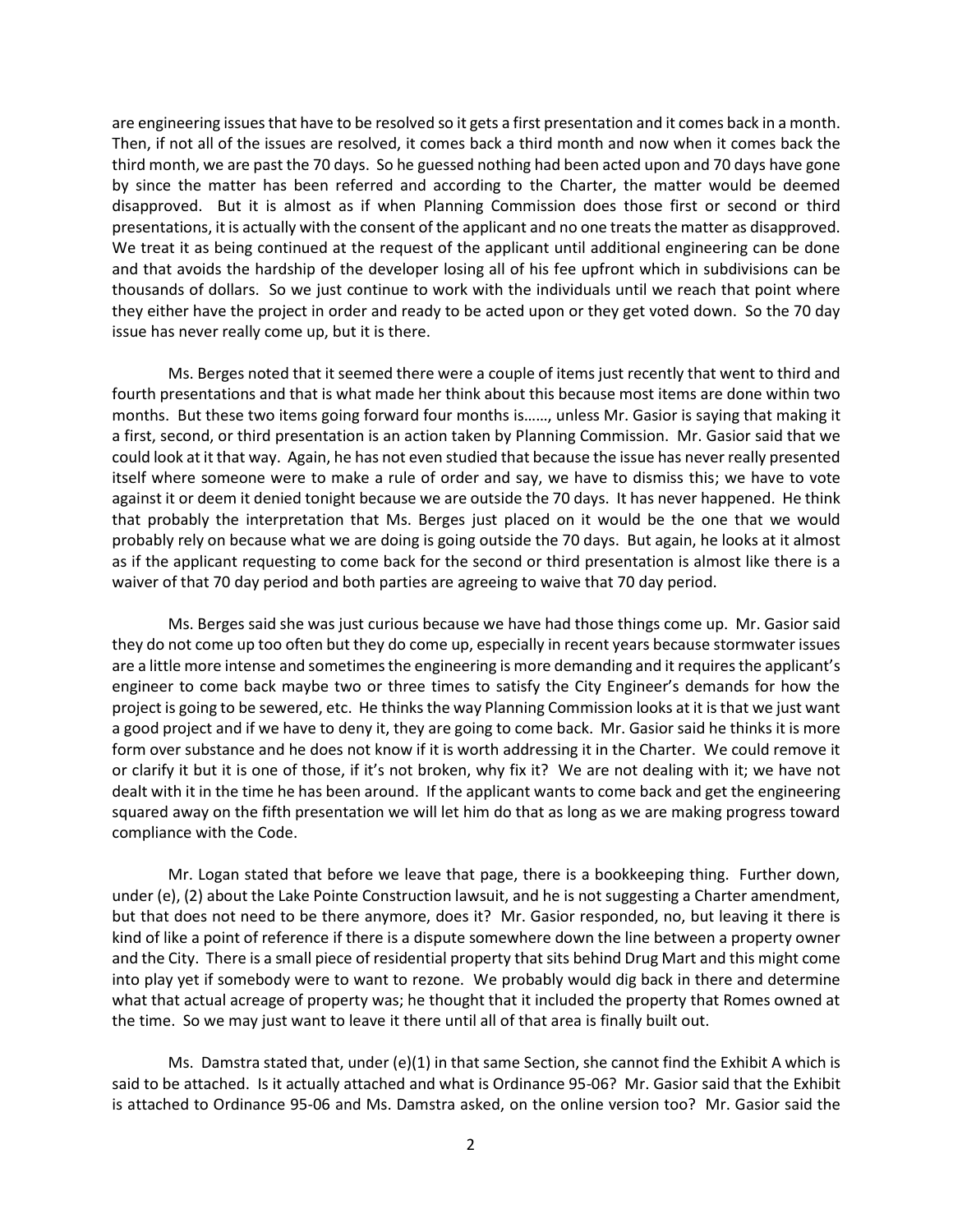are engineering issues that have to be resolved so it gets a first presentation and it comes back in a month. Then, if not all of the issues are resolved, it comes back a third month and now when it comes back the third month, we are past the 70 days. So he guessed nothing had been acted upon and 70 days have gone by since the matter has been referred and according to the Charter, the matter would be deemed disapproved. But it is almost as if when Planning Commission does those first or second or third presentations, it is actually with the consent of the applicant and no one treats the matter as disapproved. We treat it as being continued at the request of the applicant until additional engineering can be done and that avoids the hardship of the developer losing all of his fee upfront which in subdivisions can be thousands of dollars. So we just continue to work with the individuals until we reach that point where they either have the project in order and ready to be acted upon or they get voted down. So the 70 day issue has never really come up, but it is there.

Ms. Berges noted that it seemed there were a couple of items just recently that went to third and fourth presentations and that is what made her think about this because most items are done within two months. But these two items going forward four months is……, unless Mr. Gasior is saying that making it a first, second, or third presentation is an action taken by Planning Commission. Mr. Gasior said that we could look at it that way. Again, he has not even studied that because the issue has never really presented itself where someone were to make a rule of order and say, we have to dismiss this; we have to vote against it or deem it denied tonight because we are outside the 70 days. It has never happened. He think that probably the interpretation that Ms. Berges just placed on it would be the one that we would probably rely on because what we are doing is going outside the 70 days. But again, he looks at it almost as if the applicant requesting to come back for the second or third presentation is almost like there is a waiver of that 70 day period and both parties are agreeing to waive that 70 day period.

Ms. Berges said she was just curious because we have had those things come up. Mr. Gasior said they do not come up too often but they do come up, especially in recent years because stormwater issues are a little more intense and sometimes the engineering is more demanding and it requires the applicant's engineer to come back maybe two or three times to satisfy the City Engineer's demands for how the project is going to be sewered, etc. He thinks the way Planning Commission looks at it is that we just want a good project and if we have to deny it, they are going to come back. Mr. Gasior said he thinks it is more form over substance and he does not know if it is worth addressing it in the Charter. We could remove it or clarify it but it is one of those, if it's not broken, why fix it? We are not dealing with it; we have not dealt with it in the time he has been around. If the applicant wants to come back and get the engineering squared away on the fifth presentation we will let him do that as long as we are making progress toward compliance with the Code.

Mr. Logan stated that before we leave that page, there is a bookkeeping thing. Further down, under (e), (2) about the Lake Pointe Construction lawsuit, and he is not suggesting a Charter amendment, but that does not need to be there anymore, does it? Mr. Gasior responded, no, but leaving it there is kind of like a point of reference if there is a dispute somewhere down the line between a property owner and the City. There is a small piece of residential property that sits behind Drug Mart and this might come into play yet if somebody were to want to rezone. We probably would dig back in there and determine what that actual acreage of property was; he thought that it included the property that Romes owned at the time. So we may just want to leave it there until all of that area is finally built out.

Ms. Damstra stated that, under (e)(1) in that same Section, she cannot find the Exhibit A which is said to be attached. Is it actually attached and what is Ordinance 95-06? Mr. Gasior said that the Exhibit is attached to Ordinance 95-06 and Ms. Damstra asked, on the online version too? Mr. Gasior said the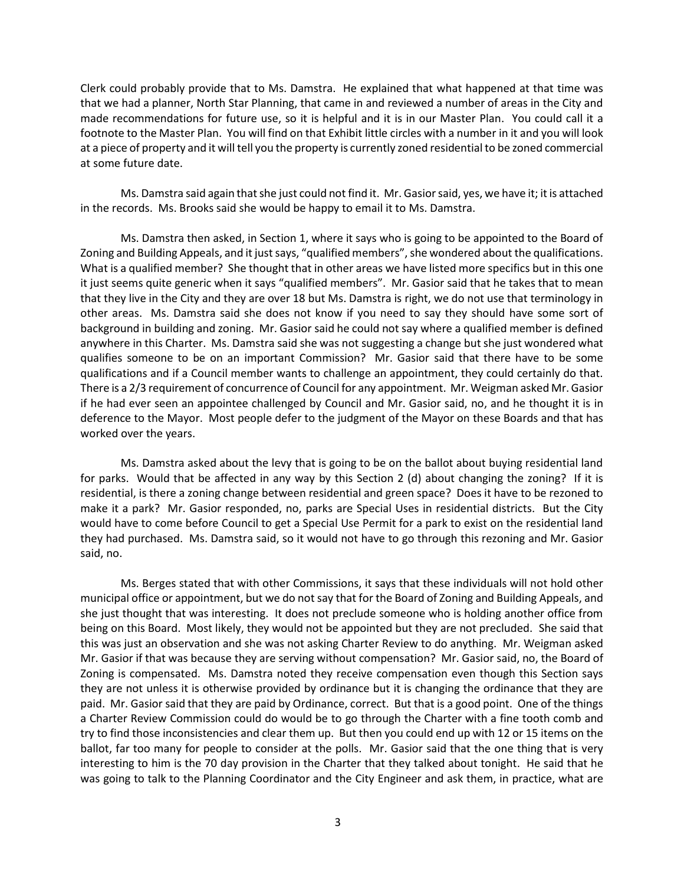Clerk could probably provide that to Ms. Damstra. He explained that what happened at that time was that we had a planner, North Star Planning, that came in and reviewed a number of areas in the City and made recommendations for future use, so it is helpful and it is in our Master Plan. You could call it a footnote to the Master Plan. You will find on that Exhibit little circles with a number in it and you will look at a piece of property and it will tell you the property is currently zoned residential to be zoned commercial at some future date.

Ms. Damstra said again that she just could not find it. Mr. Gasior said, yes, we have it; it is attached in the records. Ms. Brooks said she would be happy to email it to Ms. Damstra.

Ms. Damstra then asked, in Section 1, where it says who is going to be appointed to the Board of Zoning and Building Appeals, and it just says, "qualified members", she wondered about the qualifications. What is a qualified member? She thought that in other areas we have listed more specifics but in this one it just seems quite generic when it says "qualified members". Mr. Gasior said that he takes that to mean that they live in the City and they are over 18 but Ms. Damstra is right, we do not use that terminology in other areas. Ms. Damstra said she does not know if you need to say they should have some sort of background in building and zoning. Mr. Gasior said he could not say where a qualified member is defined anywhere in this Charter. Ms. Damstra said she was not suggesting a change but she just wondered what qualifies someone to be on an important Commission? Mr. Gasior said that there have to be some qualifications and if a Council member wants to challenge an appointment, they could certainly do that. There is a 2/3 requirement of concurrence of Council for any appointment. Mr. Weigman asked Mr. Gasior if he had ever seen an appointee challenged by Council and Mr. Gasior said, no, and he thought it is in deference to the Mayor. Most people defer to the judgment of the Mayor on these Boards and that has worked over the years.

Ms. Damstra asked about the levy that is going to be on the ballot about buying residential land for parks. Would that be affected in any way by this Section 2 (d) about changing the zoning? If it is residential, is there a zoning change between residential and green space? Does it have to be rezoned to make it a park? Mr. Gasior responded, no, parks are Special Uses in residential districts. But the City would have to come before Council to get a Special Use Permit for a park to exist on the residential land they had purchased. Ms. Damstra said, so it would not have to go through this rezoning and Mr. Gasior said, no.

Ms. Berges stated that with other Commissions, it says that these individuals will not hold other municipal office or appointment, but we do not say that for the Board of Zoning and Building Appeals, and she just thought that was interesting. It does not preclude someone who is holding another office from being on this Board. Most likely, they would not be appointed but they are not precluded. She said that this was just an observation and she was not asking Charter Review to do anything. Mr. Weigman asked Mr. Gasior if that was because they are serving without compensation? Mr. Gasior said, no, the Board of Zoning is compensated. Ms. Damstra noted they receive compensation even though this Section says they are not unless it is otherwise provided by ordinance but it is changing the ordinance that they are paid. Mr. Gasior said that they are paid by Ordinance, correct. But that is a good point. One of the things a Charter Review Commission could do would be to go through the Charter with a fine tooth comb and try to find those inconsistencies and clear them up. But then you could end up with 12 or 15 items on the ballot, far too many for people to consider at the polls. Mr. Gasior said that the one thing that is very interesting to him is the 70 day provision in the Charter that they talked about tonight. He said that he was going to talk to the Planning Coordinator and the City Engineer and ask them, in practice, what are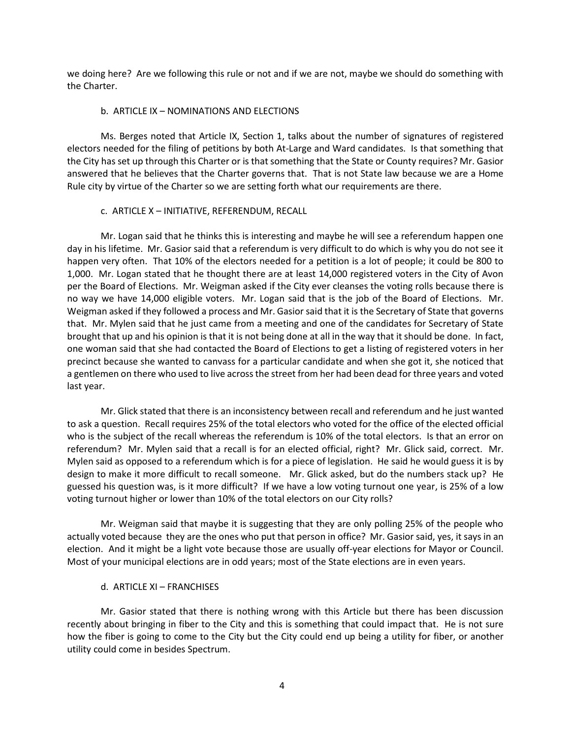we doing here? Are we following this rule or not and if we are not, maybe we should do something with the Charter.

b. ARTICLE IX – NOMINATIONS AND ELECTIONS

Ms. Berges noted that Article IX, Section 1, talks about the number of signatures of registered electors needed for the filing of petitions by both At-Large and Ward candidates. Is that something that the City has set up through this Charter or is that something that the State or County requires? Mr. Gasior answered that he believes that the Charter governs that. That is not State law because we are a Home Rule city by virtue of the Charter so we are setting forth what our requirements are there.

c. ARTICLE X – INITIATIVE, REFERENDUM, RECALL

Mr. Logan said that he thinks this is interesting and maybe he will see a referendum happen one day in his lifetime. Mr. Gasior said that a referendum is very difficult to do which is why you do not see it happen very often. That 10% of the electors needed for a petition is a lot of people; it could be 800 to 1,000. Mr. Logan stated that he thought there are at least 14,000 registered voters in the City of Avon per the Board of Elections. Mr. Weigman asked if the City ever cleanses the voting rolls because there is no way we have 14,000 eligible voters. Mr. Logan said that is the job of the Board of Elections. Mr. Weigman asked if they followed a process and Mr. Gasior said that it is the Secretary of State that governs that. Mr. Mylen said that he just came from a meeting and one of the candidates for Secretary of State brought that up and his opinion is that it is not being done at all in the way that it should be done. In fact, one woman said that she had contacted the Board of Elections to get a listing of registered voters in her precinct because she wanted to canvass for a particular candidate and when she got it, she noticed that a gentlemen on there who used to live across the street from her had been dead for three years and voted last year.

Mr. Glick stated that there is an inconsistency between recall and referendum and he just wanted to ask a question. Recall requires 25% of the total electors who voted for the office of the elected official who is the subject of the recall whereas the referendum is 10% of the total electors. Is that an error on referendum? Mr. Mylen said that a recall is for an elected official, right? Mr. Glick said, correct. Mr. Mylen said as opposed to a referendum which is for a piece of legislation. He said he would guess it is by design to make it more difficult to recall someone. Mr. Glick asked, but do the numbers stack up? He guessed his question was, is it more difficult? If we have a low voting turnout one year, is 25% of a low voting turnout higher or lower than 10% of the total electors on our City rolls?

Mr. Weigman said that maybe it is suggesting that they are only polling 25% of the people who actually voted because they are the ones who put that person in office? Mr. Gasior said, yes, it says in an election. And it might be a light vote because those are usually off-year elections for Mayor or Council. Most of your municipal elections are in odd years; most of the State elections are in even years.

d. ARTICLE XI – FRANCHISES

Mr. Gasior stated that there is nothing wrong with this Article but there has been discussion recently about bringing in fiber to the City and this is something that could impact that. He is not sure how the fiber is going to come to the City but the City could end up being a utility for fiber, or another utility could come in besides Spectrum.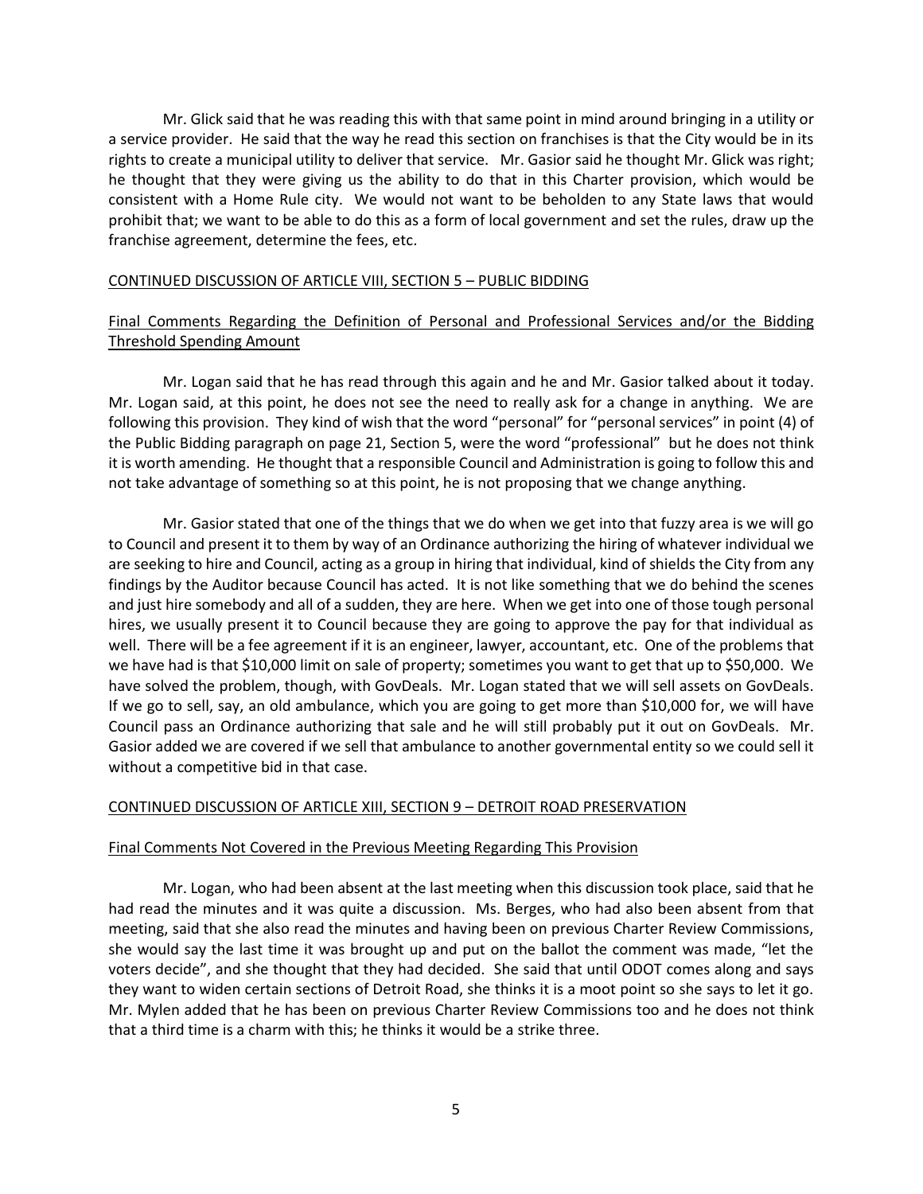Mr. Glick said that he was reading this with that same point in mind around bringing in a utility or a service provider. He said that the way he read this section on franchises is that the City would be in its rights to create a municipal utility to deliver that service. Mr. Gasior said he thought Mr. Glick was right; he thought that they were giving us the ability to do that in this Charter provision, which would be consistent with a Home Rule city. We would not want to be beholden to any State laws that would prohibit that; we want to be able to do this as a form of local government and set the rules, draw up the franchise agreement, determine the fees, etc.

CONTINUED DISCUSSION OF ARTICLE VIII, SECTION 5 – PUBLIC BIDDING

Final Comments Regarding the Definition of Personal and Professional Services and/or the Bidding Threshold Spending Amount

Mr. Logan said that he has read through this again and he and Mr. Gasior talked about it today. Mr. Logan said, at this point, he does not see the need to really ask for a change in anything. We are following this provision. They kind of wish that the word "personal" for "personal services" in point (4) of the Public Bidding paragraph on page 21, Section 5, were the word "professional" but he does not think it is worth amending. He thought that a responsible Council and Administration is going to follow this and not take advantage of something so at this point, he is not proposing that we change anything.

Mr. Gasior stated that one of the things that we do when we get into that fuzzy area is we will go to Council and present it to them by way of an Ordinance authorizing the hiring of whatever individual we are seeking to hire and Council, acting as a group in hiring that individual, kind of shields the City from any findings by the Auditor because Council has acted. It is not like something that we do behind the scenes and just hire somebody and all of a sudden, they are here. When we get into one of those tough personal hires, we usually present it to Council because they are going to approve the pay for that individual as well. There will be a fee agreement if it is an engineer, lawyer, accountant, etc. One of the problems that we have had is that $10,000 limit on sale of property; sometimes you want to get that up to $50,000. We have solved the problem, though, with GovDeals. Mr. Logan stated that we will sell assets on GovDeals. If we go to sell, say, an old ambulance, which you are going to get more than $10,000 for, we will have Council pass an Ordinance authorizing that sale and he will still probably put it out on GovDeals. Mr. Gasior added we are covered if we sell that ambulance to another governmental entity so we could sell it without a competitive bid in that case.

CONTINUED DISCUSSION OF ARTICLE XIII, SECTION 9 – DETROIT ROAD PRESERVATION

Final Comments Not Covered in the Previous Meeting Regarding This Provision

Mr. Logan, who had been absent at the last meeting when this discussion took place, said that he had read the minutes and it was quite a discussion. Ms. Berges, who had also been absent from that meeting, said that she also read the minutes and having been on previous Charter Review Commissions, she would say the last time it was brought up and put on the ballot the comment was made, "let the voters decide", and she thought that they had decided. She said that until ODOT comes along and says they want to widen certain sections of Detroit Road, she thinks it is a moot point so she says to let it go. Mr. Mylen added that he has been on previous Charter Review Commissions too and he does not think that a third time is a charm with this; he thinks it would be a strike three.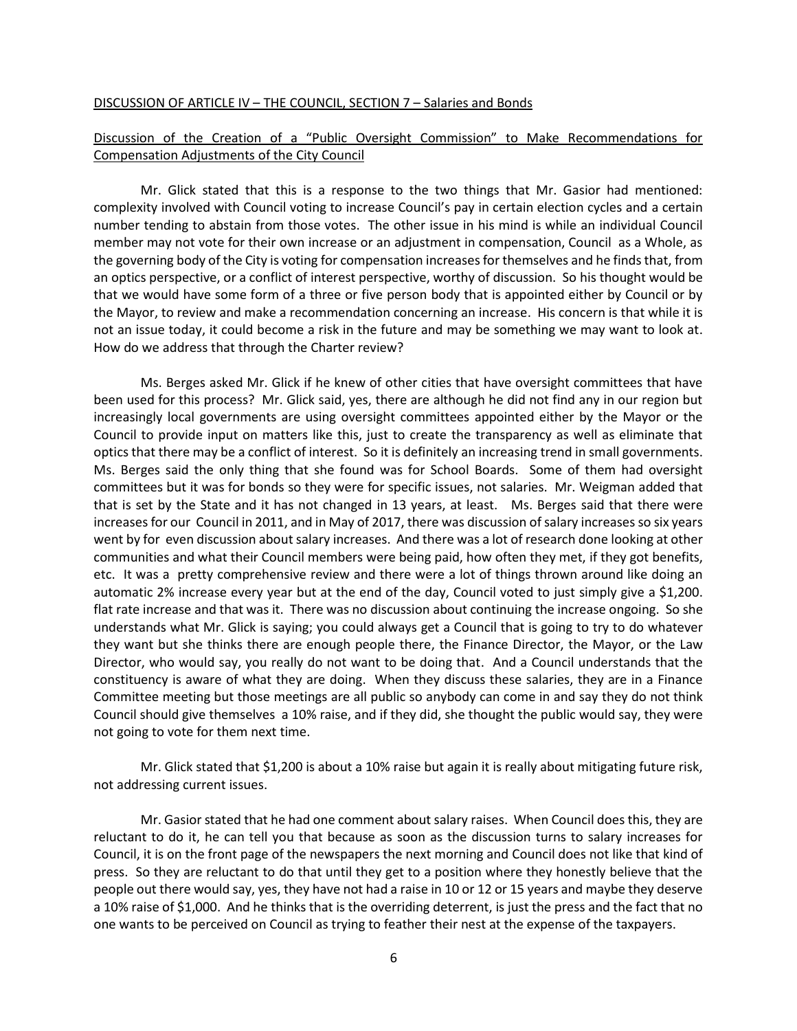<u>DISCUSSION OF ARTICLE IV – THE COUNCIL, SECTION 7 – Salaries and Bonds</u>

<u>Discussion of the Creation of a "Public Oversight Commission" to Make Recommendations for Compensation Adjustments of the City Council</u>

Mr. Glick stated that this is a response to the two things that Mr. Gasior had mentioned: complexity involved with Council voting to increase Council's pay in certain election cycles and a certain number tending to abstain from those votes. The other issue in his mind is while an individual Council member may not vote for their own increase or an adjustment in compensation, Council as a Whole, as the governing body of the City is voting for compensation increases for themselves and he finds that, from an optics perspective, or a conflict of interest perspective, worthy of discussion. So his thought would be that we would have some form of a three or five person body that is appointed either by Council or by the Mayor, to review and make a recommendation concerning an increase. His concern is that while it is not an issue today, it could become a risk in the future and may be something we may want to look at. How do we address that through the Charter review?

Ms. Berges asked Mr. Glick if he knew of other cities that have oversight committees that have been used for this process? Mr. Glick said, yes, there are although he did not find any in our region but increasingly local governments are using oversight committees appointed either by the Mayor or the Council to provide input on matters like this, just to create the transparency as well as eliminate that optics that there may be a conflict of interest. So it is definitely an increasing trend in small governments. Ms. Berges said the only thing that she found was for School Boards. Some of them had oversight committees but it was for bonds so they were for specific issues, not salaries. Mr. Weigman added that that is set by the State and it has not changed in 13 years, at least. Ms. Berges said that there were increases for our Council in 2011, and in May of 2017, there was discussion of salary increases so six years went by for even discussion about salary increases. And there was a lot of research done looking at other communities and what their Council members were being paid, how often they met, if they got benefits, etc. It was a pretty comprehensive review and there were a lot of things thrown around like doing an automatic 2% increase every year but at the end of the day, Council voted to just simply give a $1,200. flat rate increase and that was it. There was no discussion about continuing the increase ongoing. So she understands what Mr. Glick is saying; you could always get a Council that is going to try to do whatever they want but she thinks there are enough people there, the Finance Director, the Mayor, or the Law Director, who would say, you really do not want to be doing that. And a Council understands that the constituency is aware of what they are doing. When they discuss these salaries, they are in a Finance Committee meeting but those meetings are all public so anybody can come in and say they do not think Council should give themselves a 10% raise, and if they did, she thought the public would say, they were not going to vote for them next time.

Mr. Glick stated that $1,200 is about a 10% raise but again it is really about mitigating future risk, not addressing current issues.

Mr. Gasior stated that he had one comment about salary raises. When Council does this, they are reluctant to do it, he can tell you that because as soon as the discussion turns to salary increases for Council, it is on the front page of the newspapers the next morning and Council does not like that kind of press. So they are reluctant to do that until they get to a position where they honestly believe that the people out there would say, yes, they have not had a raise in 10 or 12 or 15 years and maybe they deserve a 10% raise of $1,000. And he thinks that is the overriding deterrent, is just the press and the fact that no one wants to be perceived on Council as trying to feather their nest at the expense of the taxpayers.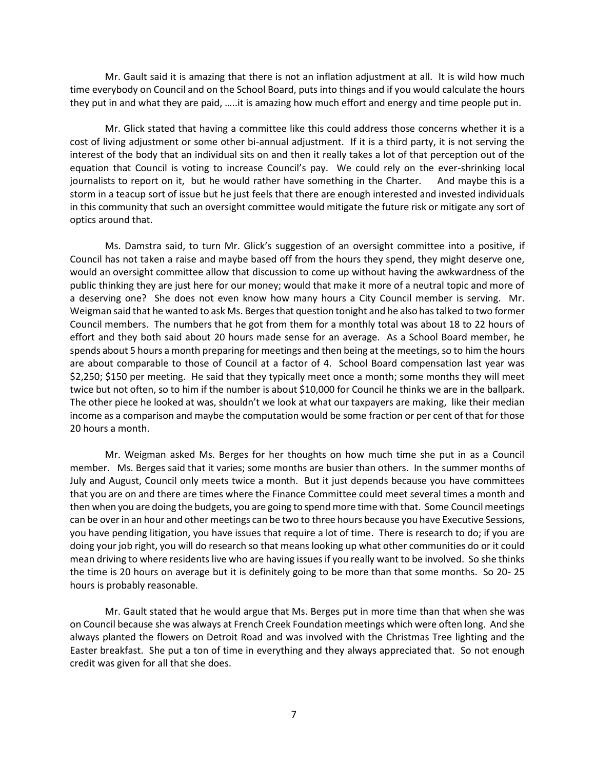Mr. Gault said it is amazing that there is not an inflation adjustment at all. It is wild how much time everybody on Council and on the School Board, puts into things and if you would calculate the hours they put in and what they are paid, …..it is amazing how much effort and energy and time people put in.

Mr. Glick stated that having a committee like this could address those concerns whether it is a cost of living adjustment or some other bi-annual adjustment. If it is a third party, it is not serving the interest of the body that an individual sits on and then it really takes a lot of that perception out of the equation that Council is voting to increase Council's pay. We could rely on the ever-shrinking local journalists to report on it, but he would rather have something in the Charter. And maybe this is a storm in a teacup sort of issue but he just feels that there are enough interested and invested individuals in this community that such an oversight committee would mitigate the future risk or mitigate any sort of optics around that.

Ms. Damstra said, to turn Mr. Glick's suggestion of an oversight committee into a positive, if Council has not taken a raise and maybe based off from the hours they spend, they might deserve one, would an oversight committee allow that discussion to come up without having the awkwardness of the public thinking they are just here for our money; would that make it more of a neutral topic and more of a deserving one? She does not even know how many hours a City Council member is serving. Mr. Weigman said that he wanted to ask Ms. Berges that question tonight and he also has talked to two former Council members. The numbers that he got from them for a monthly total was about 18 to 22 hours of effort and they both said about 20 hours made sense for an average. As a School Board member, he spends about 5 hours a month preparing for meetings and then being at the meetings, so to him the hours are about comparable to those of Council at a factor of 4. School Board compensation last year was $2,250; $150 per meeting. He said that they typically meet once a month; some months they will meet twice but not often, so to him if the number is about $10,000 for Council he thinks we are in the ballpark. The other piece he looked at was, shouldn't we look at what our taxpayers are making, like their median income as a comparison and maybe the computation would be some fraction or per cent of that for those 20 hours a month.

Mr. Weigman asked Ms. Berges for her thoughts on how much time she put in as a Council member. Ms. Berges said that it varies; some months are busier than others. In the summer months of July and August, Council only meets twice a month. But it just depends because you have committees that you are on and there are times where the Finance Committee could meet several times a month and then when you are doing the budgets, you are going to spend more time with that. Some Council meetings can be over in an hour and other meetings can be two to three hours because you have Executive Sessions, you have pending litigation, you have issues that require a lot of time. There is research to do; if you are doing your job right, you will do research so that means looking up what other communities do or it could mean driving to where residents live who are having issues if you really want to be involved. So she thinks the time is 20 hours on average but it is definitely going to be more than that some months. So 20- 25 hours is probably reasonable.

Mr. Gault stated that he would argue that Ms. Berges put in more time than that when she was on Council because she was always at French Creek Foundation meetings which were often long. And she always planted the flowers on Detroit Road and was involved with the Christmas Tree lighting and the Easter breakfast. She put a ton of time in everything and they always appreciated that. So not enough credit was given for all that she does.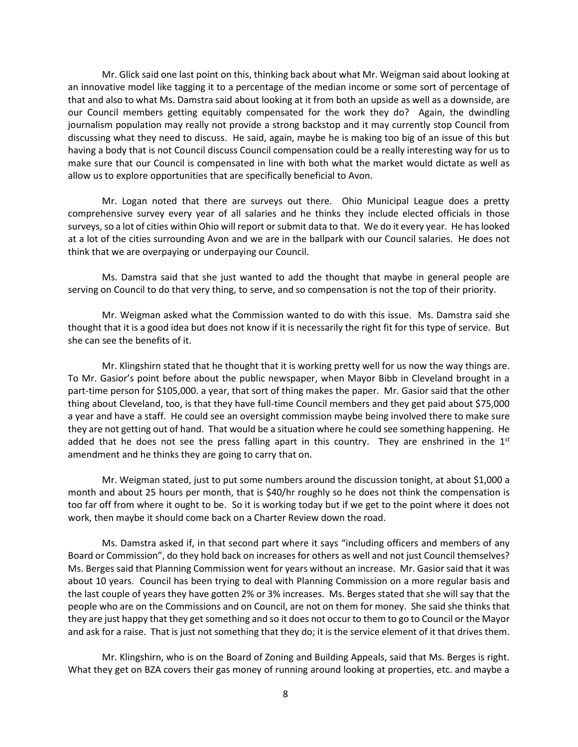Mr. Glick said one last point on this, thinking back about what Mr. Weigman said about looking at an innovative model like tagging it to a percentage of the median income or some sort of percentage of that and also to what Ms. Damstra said about looking at it from both an upside as well as a downside, are our Council members getting equitably compensated for the work they do? Again, the dwindling journalism population may really not provide a strong backstop and it may currently stop Council from discussing what they need to discuss. He said, again, maybe he is making too big of an issue of this but having a body that is not Council discuss Council compensation could be a really interesting way for us to make sure that our Council is compensated in line with both what the market would dictate as well as allow us to explore opportunities that are specifically beneficial to Avon.

Mr. Logan noted that there are surveys out there. Ohio Municipal League does a pretty comprehensive survey every year of all salaries and he thinks they include elected officials in those surveys, so a lot of cities within Ohio will report or submit data to that. We do it every year. He has looked at a lot of the cities surrounding Avon and we are in the ballpark with our Council salaries. He does not think that we are overpaying or underpaying our Council.

Ms. Damstra said that she just wanted to add the thought that maybe in general people are serving on Council to do that very thing, to serve, and so compensation is not the top of their priority.

Mr. Weigman asked what the Commission wanted to do with this issue. Ms. Damstra said she thought that it is a good idea but does not know if it is necessarily the right fit for this type of service. But she can see the benefits of it.

Mr. Klingshirn stated that he thought that it is working pretty well for us now the way things are. To Mr. Gasior's point before about the public newspaper, when Mayor Bibb in Cleveland brought in a part-time person for $105,000. a year, that sort of thing makes the paper. Mr. Gasior said that the other thing about Cleveland, too, is that they have full-time Council members and they get paid about $75,000 a year and have a staff. He could see an oversight commission maybe being involved there to make sure they are not getting out of hand. That would be a situation where he could see something happening. He added that he does not see the press falling apart in this country. They are enshrined in the 1st amendment and he thinks they are going to carry that on.

Mr. Weigman stated, just to put some numbers around the discussion tonight, at about $1,000 a month and about 25 hours per month, that is $40/hr roughly so he does not think the compensation is too far off from where it ought to be. So it is working today but if we get to the point where it does not work, then maybe it should come back on a Charter Review down the road.

Ms. Damstra asked if, in that second part where it says "including officers and members of any Board or Commission", do they hold back on increases for others as well and not just Council themselves? Ms. Berges said that Planning Commission went for years without an increase. Mr. Gasior said that it was about 10 years. Council has been trying to deal with Planning Commission on a more regular basis and the last couple of years they have gotten 2% or 3% increases. Ms. Berges stated that she will say that the people who are on the Commissions and on Council, are not on them for money. She said she thinks that they are just happy that they get something and so it does not occur to them to go to Council or the Mayor and ask for a raise. That is just not something that they do; it is the service element of it that drives them.

Mr. Klingshirn, who is on the Board of Zoning and Building Appeals, said that Ms. Berges is right. What they get on BZA covers their gas money of running around looking at properties, etc. and maybe a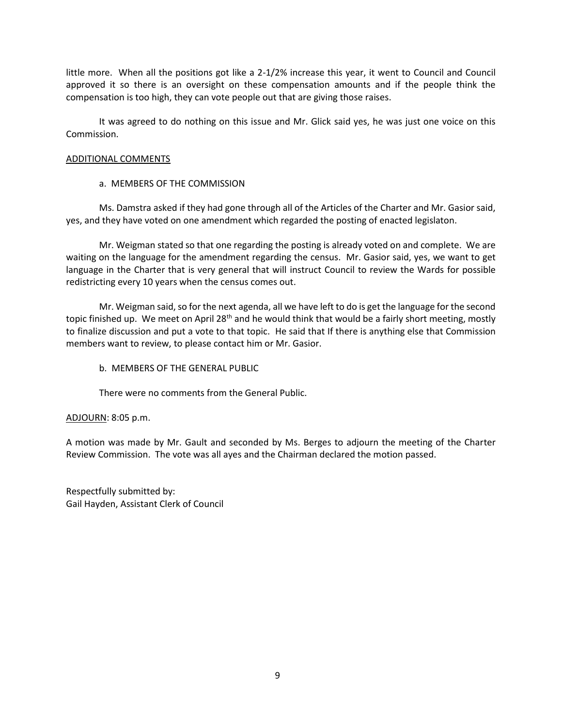little more. When all the positions got like a 2-1/2% increase this year, it went to Council and Council approved it so there is an oversight on these compensation amounts and if the people think the compensation is too high, they can vote people out that are giving those raises.

It was agreed to do nothing on this issue and Mr. Glick said yes, he was just one voice on this Commission.

ADDITIONAL COMMENTS

a. MEMBERS OF THE COMMISSION

Ms. Damstra asked if they had gone through all of the Articles of the Charter and Mr. Gasior said, yes, and they have voted on one amendment which regarded the posting of enacted legislaton.

Mr. Weigman stated so that one regarding the posting is already voted on and complete. We are waiting on the language for the amendment regarding the census. Mr. Gasior said, yes, we want to get language in the Charter that is very general that will instruct Council to review the Wards for possible redistricting every 10 years when the census comes out.

Mr. Weigman said, so for the next agenda, all we have left to do is get the language for the second topic finished up. We meet on April 28th and he would think that would be a fairly short meeting, mostly to finalize discussion and put a vote to that topic. He said that If there is anything else that Commission members want to review, to please contact him or Mr. Gasior.

b. MEMBERS OF THE GENERAL PUBLIC

There were no comments from the General Public.

ADJOURN: 8:05 p.m.

A motion was made by Mr. Gault and seconded by Ms. Berges to adjourn the meeting of the Charter Review Commission. The vote was all ayes and the Chairman declared the motion passed.

Respectfully submitted by:
Gail Hayden, Assistant Clerk of Council